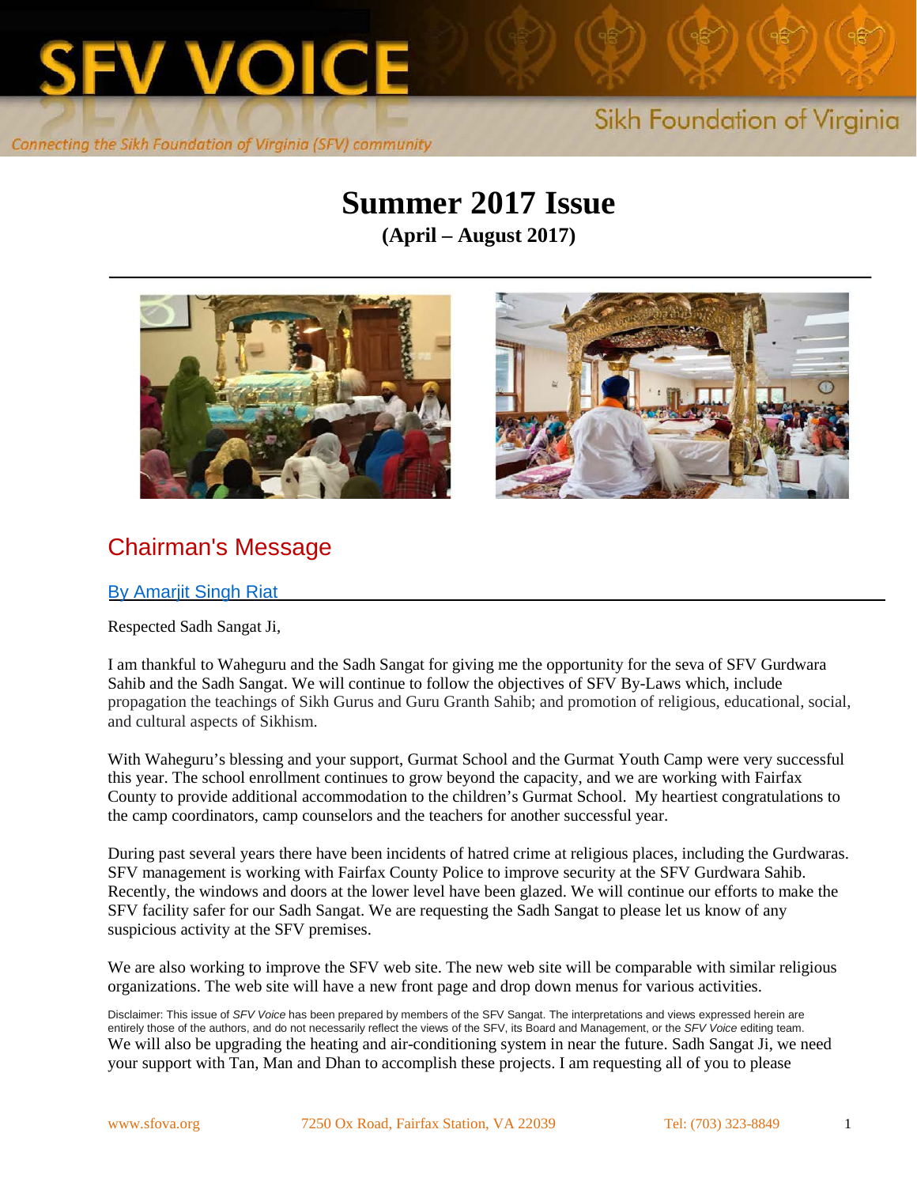# SFV VOICE

Sikh Foundation of Virginia

*Connecting the Sikh Foundation of Virginia (SFV) community*

# Summer 2017 Issue

**(April – August 2017)**

## Chairman's Message

By Amarjit Singh Riat

Respected Sadh Sangat Ji,

I am thankful to Waheguru and the Sadh Sangat for giving me the opportunity for the seva of SFV Gurdwara Sahib and the Sadh Sangat. We will continue to follow the objectives of SFV By-Laws which, include propagation the teachings of Sikh Gurus and Guru Granth Sahib; and promotion of religious, educational, social, and cultural aspects of Sikhism.

With Waheguru's blessing and your support, Gurmat School and the Gurmat Youth Camp were very successful this year. The school enrollment continues to grow beyond the capacity, and we are working with Fairfax County to provide additional accommodation to the children's Gurmat School. My heartiest congratulations to the camp coordinators, camp counselors and the teachers for another successful year.

During past several years there have been incidents of hatred crime at religious places, including the Gurdwaras. SFV management is working with Fairfax County Police to improve security at the SFV Gurdwara Sahib. Recently, the windows and doors at the lower level have been glazed. We will continue our efforts to make the SFV facility safer for our Sadh Sangat. We are requesting the Sadh Sangat to please let us know of any suspicious activity at the SFV premises.

We are also working to improve the SFV web site. The new web site will be comparable with similar religious organizations. The web site will have a new front page and drop down menus for various activities.

Disclaimer: This issue of *SFV Voice* has been prepared by members of the SFV Sangat. The interpretations and views expressed herein are entirely those of the authors, and do not necessarily reflect the views of the SFV, its Board and Management, or the *SFV Voice* editing team.

We will also be upgrading the heating and air-conditioning system in near the future. Sadh Sangat Ji, we need your support with Tan, Man and Dhan to accomplish these projects. I am requesting all of you to please

www.sfova.org 7250 Ox Road, Fairfax Station, VA 22039 Tel: (703) 323-8849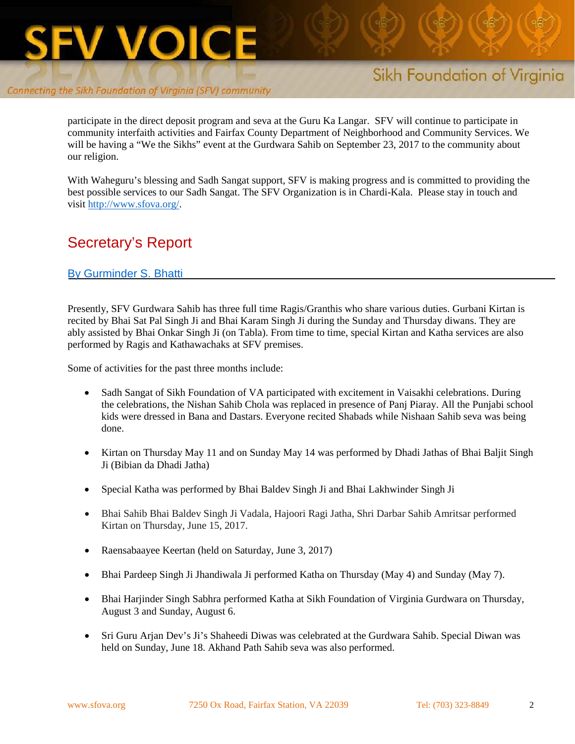participate in the direct deposit program and seva at the Guru Ka Langar. SFV will continue to participate in community interfaith activities and Fairfax County Department of Neighborhood and Community Services. We will be having a "We the Sikhs" event at the Gurdwara Sahib on September 23, 2017 to the community about our religion.

With Waheguru's blessing and Sadh Sangat support, SFV is making progress and is committed to providing the best possible services to our Sadh Sangat. The SFV Organization is in Chardi-Kala. Please stay in touch and visit http://www.sfova.org/.

## Secretary's Report

By Gurminder S. Bhatti

Presently, SFV Gurdwara Sahib has three full time Ragis/Granthis who share various duties. Gurbani Kirtan is recited by Bhai Sat Pal Singh Ji and Bhai Karam Singh Ji during the Sunday and Thursday diwans. They are ably assisted by Bhai Onkar Singh Ji (on Tabla). From time to time, special Kirtan and Katha services are also performed by Ragis and Kathawachaks at SFV premises.

Some of activities for the past three months include:

- Sadh Sangat of Sikh Foundation of VA participated with excitement in Vaisakhi celebrations. During the celebrations, the Nishan Sahib Chola was replaced in presence of Panj Piaray. All the Punjabi school kids were dressed in Bana and Dastars. Everyone recited Shabads while Nishaan Sahib seva was being done.
- Kirtan on Thursday May 11 and on Sunday May 14 was performed by Dhadi Jathas of Bhai Baljit Singh Ji (Bibian da Dhadi Jatha)
- Special Katha was performed by Bhai Baldev Singh Ji and Bhai Lakhwinder Singh Ji
- Bhai Sahib Bhai Baldev Singh Ji Vadala, Hajoori Ragi Jatha, Shri Darbar Sahib Amritsar performed Kirtan on Thursday, June 15, 2017.
- Raensabaayee Keertan (held on Saturday, June 3, 2017)
- Bhai Pardeep Singh Ji Jhandiwala Ji performed Katha on Thursday (May 4) and Sunday (May 7).
- Bhai Harjinder Singh Sabhra performed Katha at Sikh Foundation of Virginia Gurdwara on Thursday, August 3 and Sunday, August 6.
- Sri Guru Arjan Dev's Ji's Shaheedi Diwas was celebrated at the Gurdwara Sahib. Special Diwan was held on Sunday, June 18. Akhand Path Sahib seva was also performed.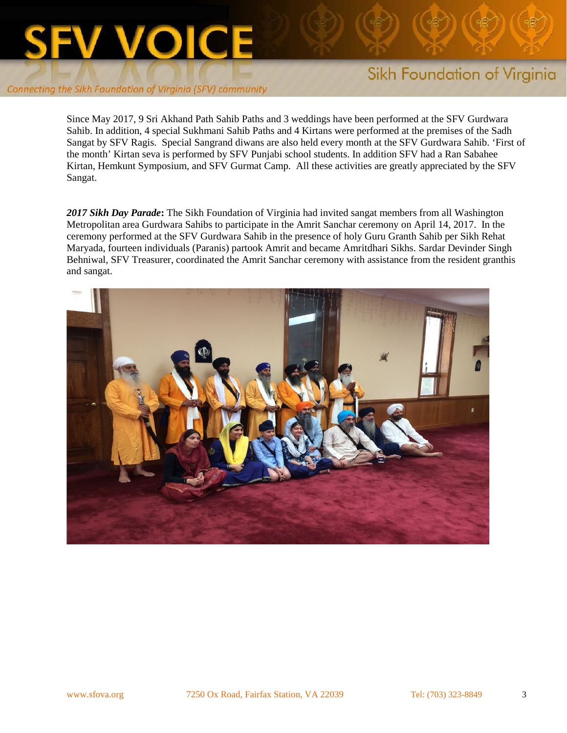Since May 2017, 9 Sri Akhand Path Sahib Paths and 3 weddings have been performed at the SFV Gurdwara Sahib. In addition, 4 special Sukhmani Sahib Paths and 4 Kirtans were performed at the premises of the Sadh Sangat by SFV Ragis. Special Sangrand diwans are also held every month at the SFV Gurdwara Sahib. 'First of the month' Kirtan seva is performed by SFV Punjabi school students. In addition SFV had a Ran Sabahee Kirtan, Hemkunt Symposium, and SFV Gurmat Camp. All these activities are greatly appreciated by the SFV Sangat.

***2017 Sikh Day Parade*:** The Sikh Foundation of Virginia had invited sangat members from all Washington Metropolitan area Gurdwara Sahibs to participate in the Amrit Sanchar ceremony on April 14, 2017. In the ceremony performed at the SFV Gurdwara Sahib in the presence of holy Guru Granth Sahib per Sikh Rehat Maryada, fourteen individuals (Paranis) partook Amrit and became Amritdhari Sikhs. Sardar Devinder Singh Behniwal, SFV Treasurer, coordinated the Amrit Sanchar ceremony with assistance from the resident granthis and sangat.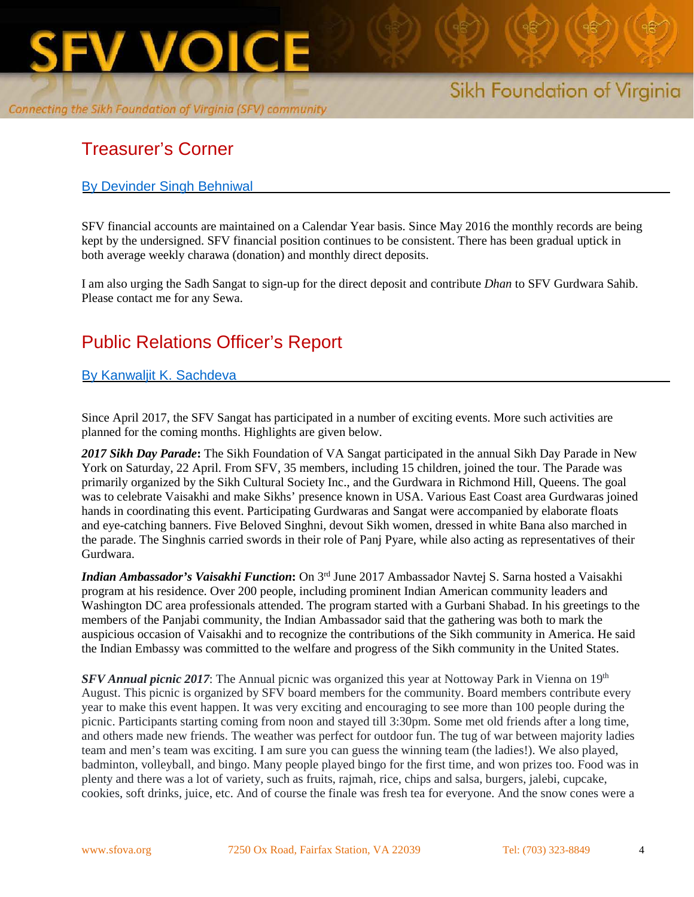## Treasurer's Corner

By Devinder Singh Behniwal

SFV financial accounts are maintained on a Calendar Year basis. Since May 2016 the monthly records are being kept by the undersigned. SFV financial position continues to be consistent. There has been gradual uptick in both average weekly charawa (donation) and monthly direct deposits.

I am also urging the Sadh Sangat to sign-up for the direct deposit and contribute *Dhan* to SFV Gurdwara Sahib. Please contact me for any Sewa.

## Public Relations Officer's Report

By Kanwaljit K. Sachdeva

Since April 2017, the SFV Sangat has participated in a number of exciting events. More such activities are planned for the coming months. Highlights are given below.

***2017 Sikh Day Parade*:** The Sikh Foundation of VA Sangat participated in the annual Sikh Day Parade in New York on Saturday, 22 April. From SFV, 35 members, including 15 children, joined the tour. The Parade was primarily organized by the Sikh Cultural Society Inc., and the Gurdwara in Richmond Hill, Queens. The goal was to celebrate Vaisakhi and make Sikhs' presence known in USA. Various East Coast area Gurdwaras joined hands in coordinating this event. Participating Gurdwaras and Sangat were accompanied by elaborate floats and eye-catching banners. Five Beloved Singhni, devout Sikh women, dressed in white Bana also marched in the parade. The Singhnis carried swords in their role of Panj Pyare, while also acting as representatives of their Gurdwara.

***Indian Ambassador's Vaisakhi Function*:** On 3rd June 2017 Ambassador Navtej S. Sarna hosted a Vaisakhi program at his residence. Over 200 people, including prominent Indian American community leaders and Washington DC area professionals attended. The program started with a Gurbani Shabad. In his greetings to the members of the Panjabi community, the Indian Ambassador said that the gathering was both to mark the auspicious occasion of Vaisakhi and to recognize the contributions of the Sikh community in America. He said the Indian Embassy was committed to the welfare and progress of the Sikh community in the United States.

***SFV Annual picnic 2017***: The Annual picnic was organized this year at Nottoway Park in Vienna on 19th August. This picnic is organized by SFV board members for the community. Board members contribute every year to make this event happen. It was very exciting and encouraging to see more than 100 people during the picnic. Participants starting coming from noon and stayed till 3:30pm. Some met old friends after a long time, and others made new friends. The weather was perfect for outdoor fun. The tug of war between majority ladies team and men's team was exciting. I am sure you can guess the winning team (the ladies!). We also played, badminton, volleyball, and bingo. Many people played bingo for the first time, and won prizes too. Food was in plenty and there was a lot of variety, such as fruits, rajmah, rice, chips and salsa, burgers, jalebi, cupcake, cookies, soft drinks, juice, etc. And of course the finale was fresh tea for everyone. And the snow cones were a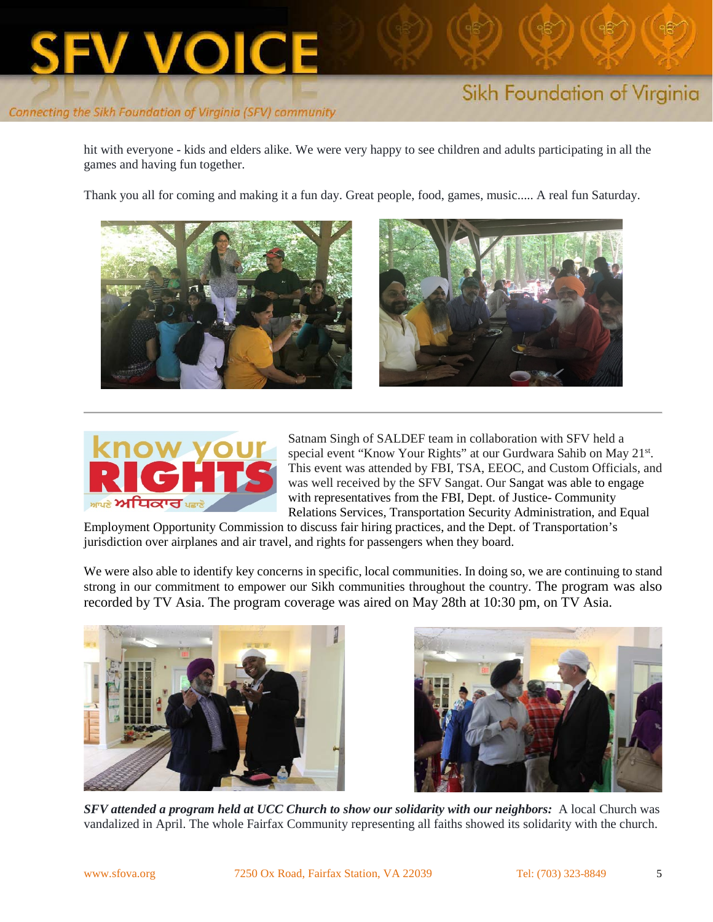hit with everyone - kids and elders alike. We were very happy to see children and adults participating in all the games and having fun together.

Thank you all for coming and making it a fun day. Great people, food, games, music..... A real fun Saturday.

---

Satnam Singh of SALDEF team in collaboration with SFV held a special event "Know Your Rights" at our Gurdwara Sahib on May 21st. This event was attended by FBI, TSA, EEOC, and Custom Officials, and was well received by the SFV Sangat. Our Sangat was able to engage with representatives from the FBI, Dept. of Justice- Community Relations Services, Transportation Security Administration, and Equal Employment Opportunity Commission to discuss fair hiring practices, and the Dept. of Transportation's jurisdiction over airplanes and air travel, and rights for passengers when they board.

We were also able to identify key concerns in specific, local communities. In doing so, we are continuing to stand strong in our commitment to empower our Sikh communities throughout the country. The program was also recorded by TV Asia. The program coverage was aired on May 28th at 10:30 pm, on TV Asia.

***SFV attended a program held at UCC Church to show our solidarity with our neighbors:*** A local Church was vandalized in April. The whole Fairfax Community representing all faiths showed its solidarity with the church.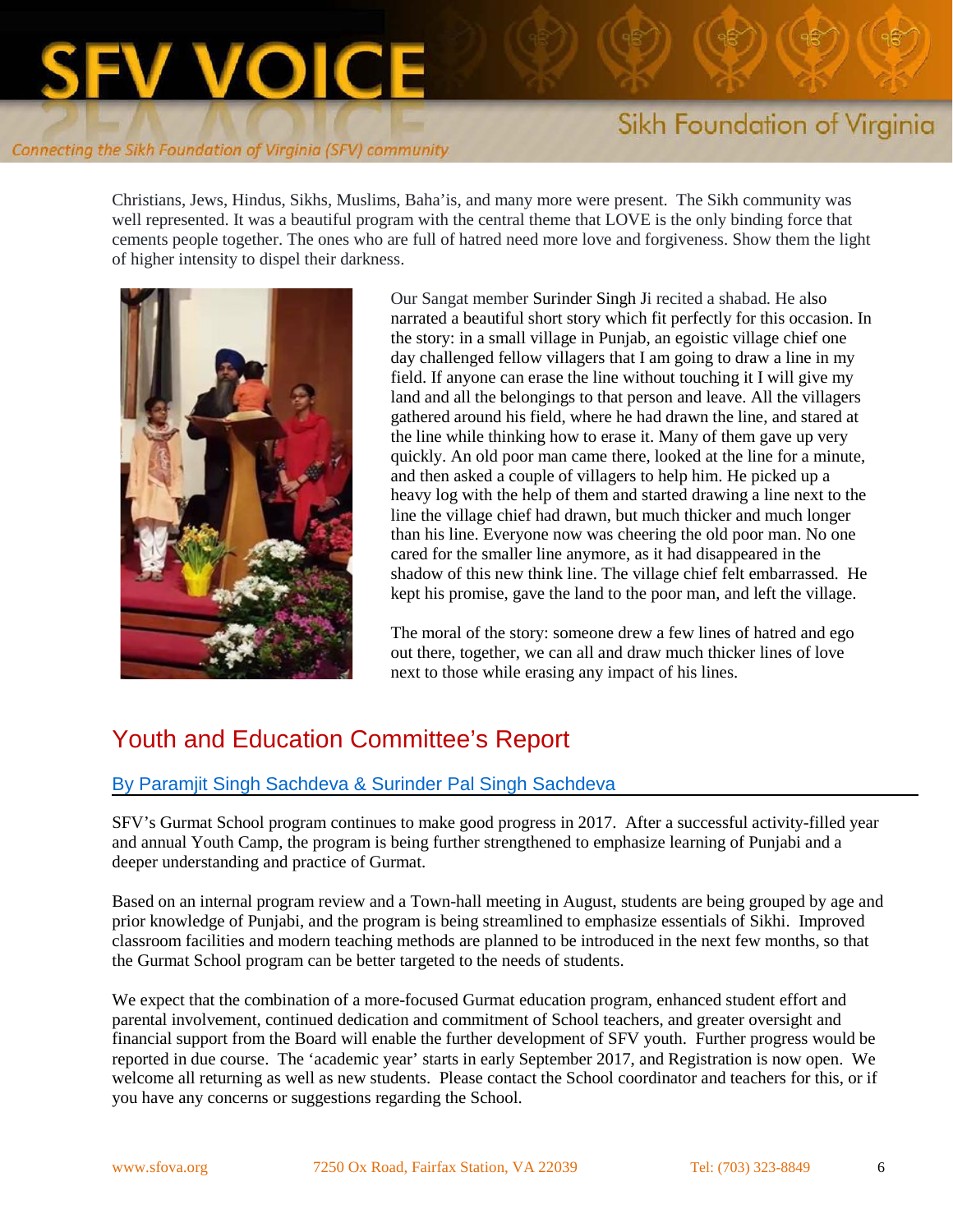Christians, Jews, Hindus, Sikhs, Muslims, Baha'is, and many more were present. The Sikh community was well represented. It was a beautiful program with the central theme that LOVE is the only binding force that cements people together. The ones who are full of hatred need more love and forgiveness. Show them the light of higher intensity to dispel their darkness.

Our Sangat member Surinder Singh Ji recited a shabad. He also narrated a beautiful short story which fit perfectly for this occasion. In the story: in a small village in Punjab, an egoistic village chief one day challenged fellow villagers that I am going to draw a line in my field. If anyone can erase the line without touching it I will give my land and all the belongings to that person and leave. All the villagers gathered around his field, where he had drawn the line, and stared at the line while thinking how to erase it. Many of them gave up very quickly. An old poor man came there, looked at the line for a minute, and then asked a couple of villagers to help him. He picked up a heavy log with the help of them and started drawing a line next to the line the village chief had drawn, but much thicker and much longer than his line. Everyone now was cheering the old poor man. No one cared for the smaller line anymore, as it had disappeared in the shadow of this new think line. The village chief felt embarrassed. He kept his promise, gave the land to the poor man, and left the village.

The moral of the story: someone drew a few lines of hatred and ego out there, together, we can all and draw much thicker lines of love next to those while erasing any impact of his lines.

## Youth and Education Committee's Report

### By Paramjit Singh Sachdeva & Surinder Pal Singh Sachdeva

SFV's Gurmat School program continues to make good progress in 2017. After a successful activity-filled year and annual Youth Camp, the program is being further strengthened to emphasize learning of Punjabi and a deeper understanding and practice of Gurmat.

Based on an internal program review and a Town-hall meeting in August, students are being grouped by age and prior knowledge of Punjabi, and the program is being streamlined to emphasize essentials of Sikhi. Improved classroom facilities and modern teaching methods are planned to be introduced in the next few months, so that the Gurmat School program can be better targeted to the needs of students.

We expect that the combination of a more-focused Gurmat education program, enhanced student effort and parental involvement, continued dedication and commitment of School teachers, and greater oversight and financial support from the Board will enable the further development of SFV youth. Further progress would be reported in due course. The 'academic year' starts in early September 2017, and Registration is now open. We welcome all returning as well as new students. Please contact the School coordinator and teachers for this, or if you have any concerns or suggestions regarding the School.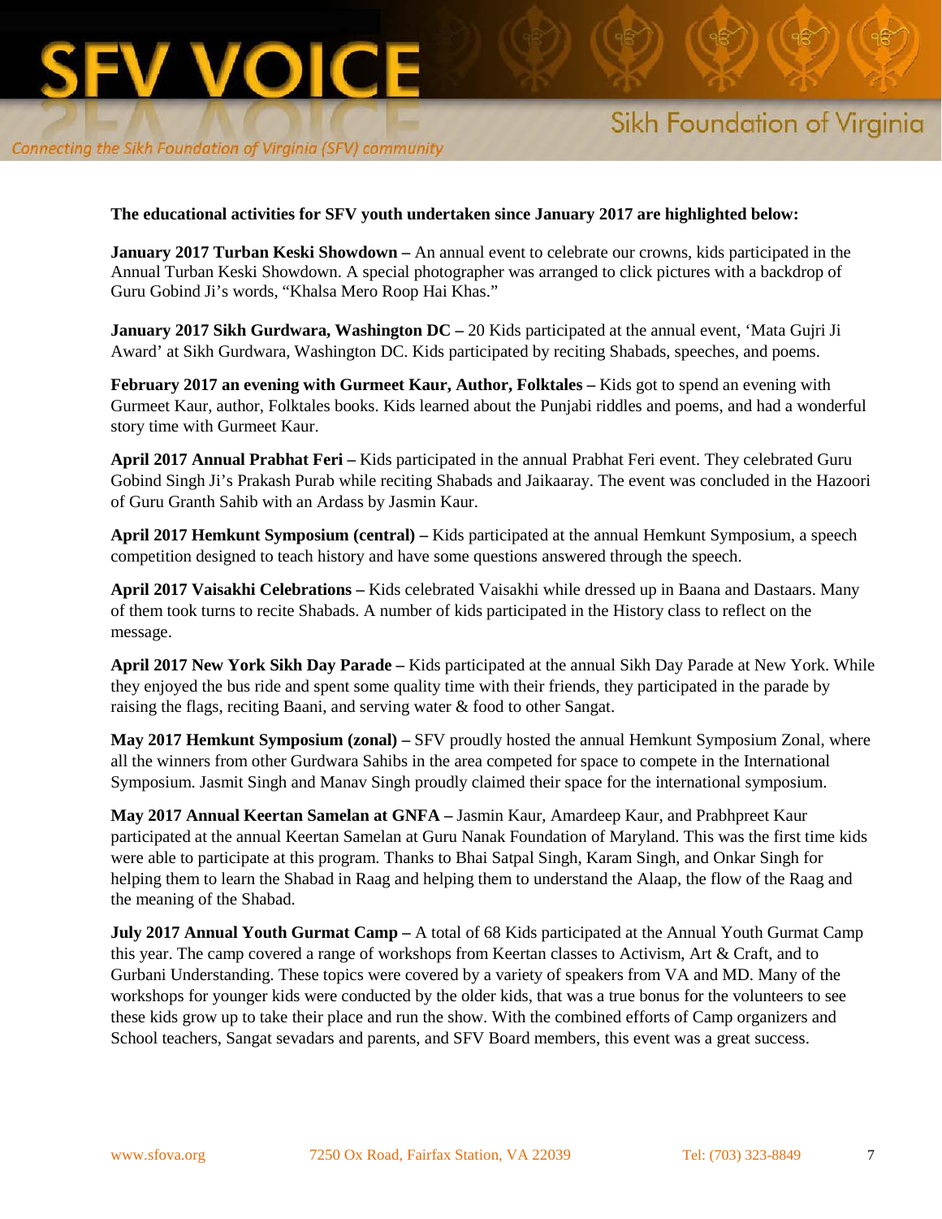**The educational activities for SFV youth undertaken since January 2017 are highlighted below:**

**January 2017 Turban Keski Showdown –** An annual event to celebrate our crowns, kids participated in the Annual Turban Keski Showdown. A special photographer was arranged to click pictures with a backdrop of Guru Gobind Ji's words, "Khalsa Mero Roop Hai Khas."

**January 2017 Sikh Gurdwara, Washington DC –** 20 Kids participated at the annual event, 'Mata Gujri Ji Award' at Sikh Gurdwara, Washington DC. Kids participated by reciting Shabads, speeches, and poems.

**February 2017 an evening with Gurmeet Kaur, Author, Folktales –** Kids got to spend an evening with Gurmeet Kaur, author, Folktales books. Kids learned about the Punjabi riddles and poems, and had a wonderful story time with Gurmeet Kaur.

**April 2017 Annual Prabhat Feri –** Kids participated in the annual Prabhat Feri event. They celebrated Guru Gobind Singh Ji's Prakash Purab while reciting Shabads and Jaikaaray. The event was concluded in the Hazoori of Guru Granth Sahib with an Ardass by Jasmin Kaur.

**April 2017 Hemkunt Symposium (central) –** Kids participated at the annual Hemkunt Symposium, a speech competition designed to teach history and have some questions answered through the speech.

**April 2017 Vaisakhi Celebrations –** Kids celebrated Vaisakhi while dressed up in Baana and Dastaars. Many of them took turns to recite Shabads. A number of kids participated in the History class to reflect on the message.

**April 2017 New York Sikh Day Parade –** Kids participated at the annual Sikh Day Parade at New York. While they enjoyed the bus ride and spent some quality time with their friends, they participated in the parade by raising the flags, reciting Baani, and serving water & food to other Sangat.

**May 2017 Hemkunt Symposium (zonal) –** SFV proudly hosted the annual Hemkunt Symposium Zonal, where all the winners from other Gurdwara Sahibs in the area competed for space to compete in the International Symposium. Jasmit Singh and Manav Singh proudly claimed their space for the international symposium.

**May 2017 Annual Keertan Samelan at GNFA –** Jasmin Kaur, Amardeep Kaur, and Prabhpreet Kaur participated at the annual Keertan Samelan at Guru Nanak Foundation of Maryland. This was the first time kids were able to participate at this program. Thanks to Bhai Satpal Singh, Karam Singh, and Onkar Singh for helping them to learn the Shabad in Raag and helping them to understand the Alaap, the flow of the Raag and the meaning of the Shabad.

**July 2017 Annual Youth Gurmat Camp –** A total of 68 Kids participated at the Annual Youth Gurmat Camp this year. The camp covered a range of workshops from Keertan classes to Activism, Art & Craft, and to Gurbani Understanding. These topics were covered by a variety of speakers from VA and MD. Many of the workshops for younger kids were conducted by the older kids, that was a true bonus for the volunteers to see these kids grow up to take their place and run the show. With the combined efforts of Camp organizers and School teachers, Sangat sevadars and parents, and SFV Board members, this event was a great success.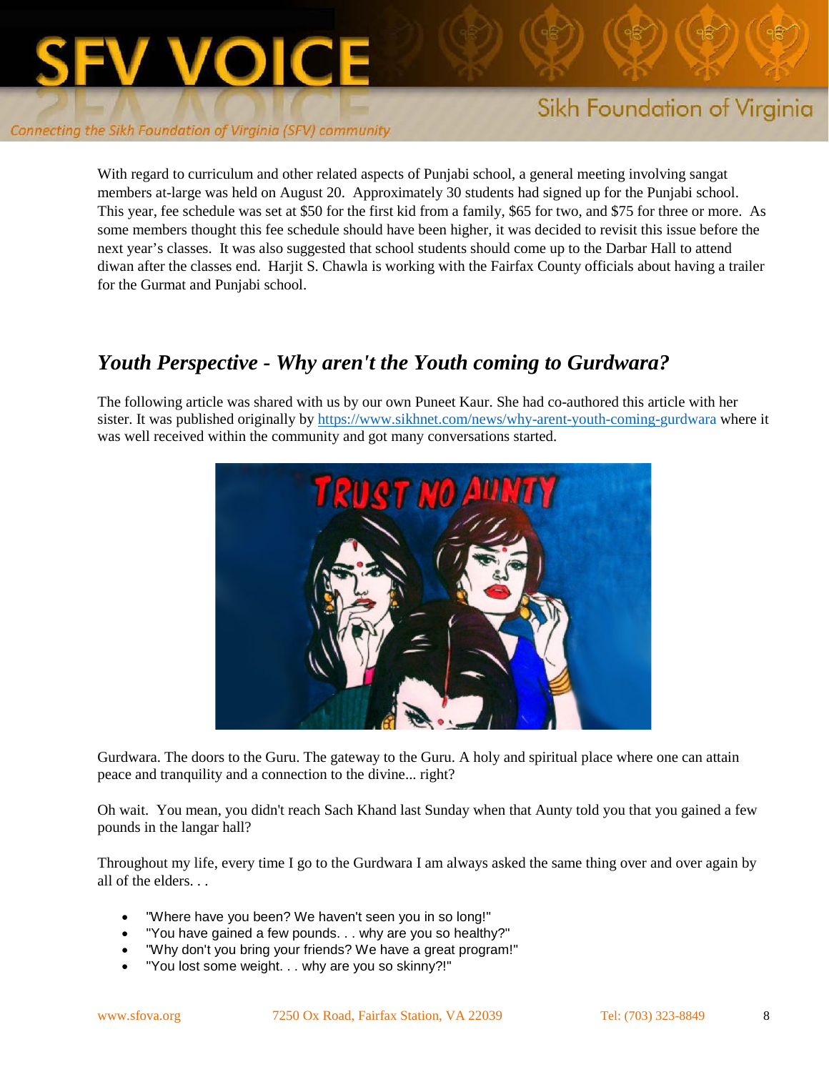With regard to curriculum and other related aspects of Punjabi school, a general meeting involving sangat members at-large was held on August 20. Approximately 30 students had signed up for the Punjabi school. This year, fee schedule was set at $50 for the first kid from a family, $65 for two, and $75 for three or more. As some members thought this fee schedule should have been higher, it was decided to revisit this issue before the next year's classes. It was also suggested that school students should come up to the Darbar Hall to attend diwan after the classes end. Harjit S. Chawla is working with the Fairfax County officials about having a trailer for the Gurmat and Punjabi school.

## *Youth Perspective - Why aren't the Youth coming to Gurdwara?*

The following article was shared with us by our own Puneet Kaur. She had co-authored this article with her sister. It was published originally by https://www.sikhnet.com/news/why-arent-youth-coming-gurdwara where it was well received within the community and got many conversations started.

Gurdwara. The doors to the Guru. The gateway to the Guru. A holy and spiritual place where one can attain peace and tranquility and a connection to the divine... right?

Oh wait. You mean, you didn't reach Sach Khand last Sunday when that Aunty told you that you gained a few pounds in the langar hall?

Throughout my life, every time I go to the Gurdwara I am always asked the same thing over and over again by all of the elders. . .

- "Where have you been? We haven't seen you in so long!"
- "You have gained a few pounds. . . why are you so healthy?"
- "Why don't you bring your friends? We have a great program!"
- "You lost some weight. . . why are you so skinny?!"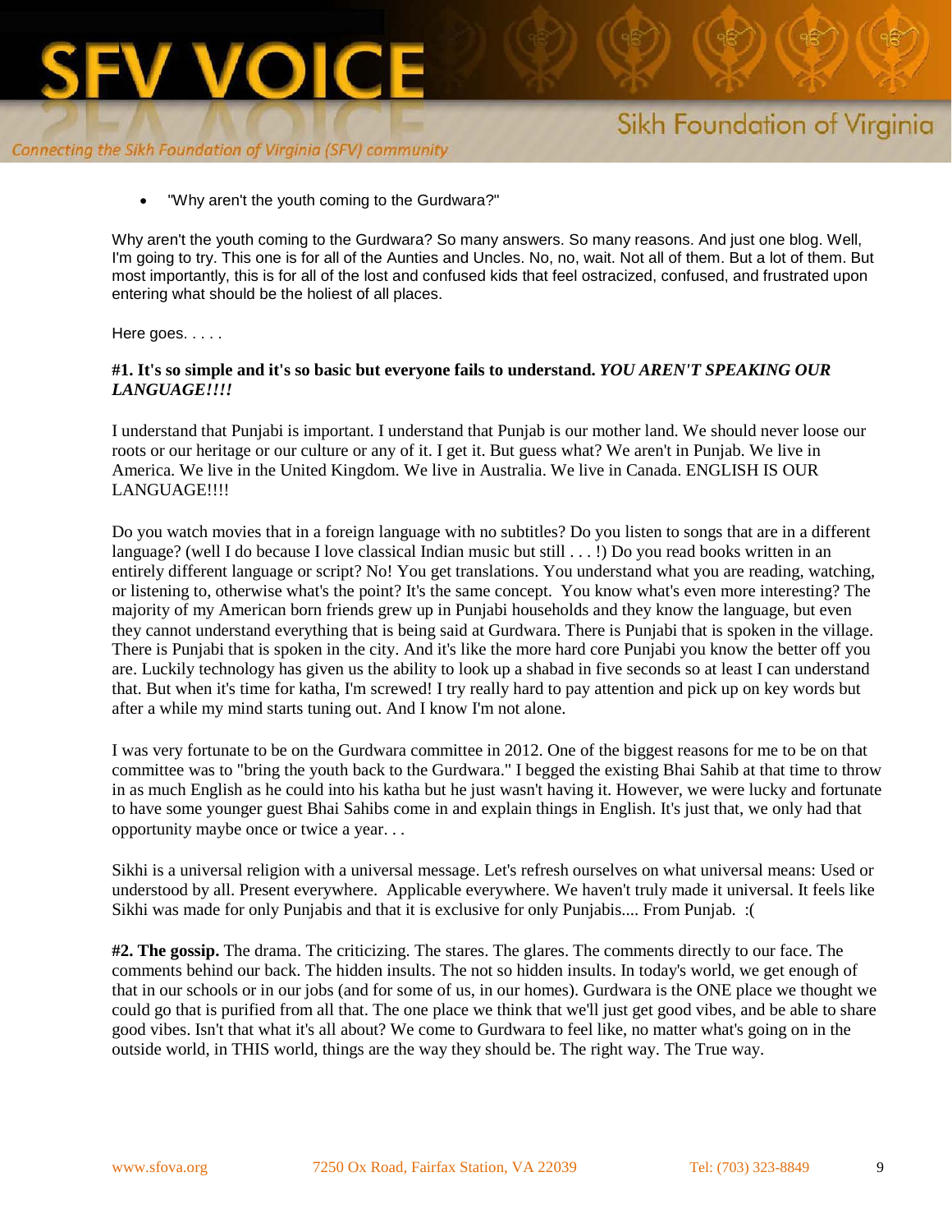- "Why aren't the youth coming to the Gurdwara?"

Why aren't the youth coming to the Gurdwara? So many answers. So many reasons. And just one blog. Well, I'm going to try. This one is for all of the Aunties and Uncles. No, no, wait. Not all of them. But a lot of them. But most importantly, this is for all of the lost and confused kids that feel ostracized, confused, and frustrated upon entering what should be the holiest of all places.

Here goes. . . . .

**#1. It's so simple and it's so basic but everyone fails to understand. *YOU AREN'T SPEAKING OUR LANGUAGE!!!!***

I understand that Punjabi is important. I understand that Punjab is our mother land. We should never loose our roots or our heritage or our culture or any of it. I get it. But guess what? We aren't in Punjab. We live in America. We live in the United Kingdom. We live in Australia. We live in Canada. ENGLISH IS OUR LANGUAGE!!!!

Do you watch movies that in a foreign language with no subtitles? Do you listen to songs that are in a different language? (well I do because I love classical Indian music but still . . . !) Do you read books written in an entirely different language or script? No! You get translations. You understand what you are reading, watching, or listening to, otherwise what's the point? It's the same concept. You know what's even more interesting? The majority of my American born friends grew up in Punjabi households and they know the language, but even they cannot understand everything that is being said at Gurdwara. There is Punjabi that is spoken in the village. There is Punjabi that is spoken in the city. And it's like the more hard core Punjabi you know the better off you are. Luckily technology has given us the ability to look up a shabad in five seconds so at least I can understand that. But when it's time for katha, I'm screwed! I try really hard to pay attention and pick up on key words but after a while my mind starts tuning out. And I know I'm not alone.

I was very fortunate to be on the Gurdwara committee in 2012. One of the biggest reasons for me to be on that committee was to "bring the youth back to the Gurdwara." I begged the existing Bhai Sahib at that time to throw in as much English as he could into his katha but he just wasn't having it. However, we were lucky and fortunate to have some younger guest Bhai Sahibs come in and explain things in English. It's just that, we only had that opportunity maybe once or twice a year. . .

Sikhi is a universal religion with a universal message. Let's refresh ourselves on what universal means: Used or understood by all. Present everywhere. Applicable everywhere. We haven't truly made it universal. It feels like Sikhi was made for only Punjabis and that it is exclusive for only Punjabis.... From Punjab. :(

**#2. The gossip.** The drama. The criticizing. The stares. The glares. The comments directly to our face. The comments behind our back. The hidden insults. The not so hidden insults. In today's world, we get enough of that in our schools or in our jobs (and for some of us, in our homes). Gurdwara is the ONE place we thought we could go that is purified from all that. The one place we think that we'll just get good vibes, and be able to share good vibes. Isn't that what it's all about? We come to Gurdwara to feel like, no matter what's going on in the outside world, in THIS world, things are the way they should be. The right way. The True way.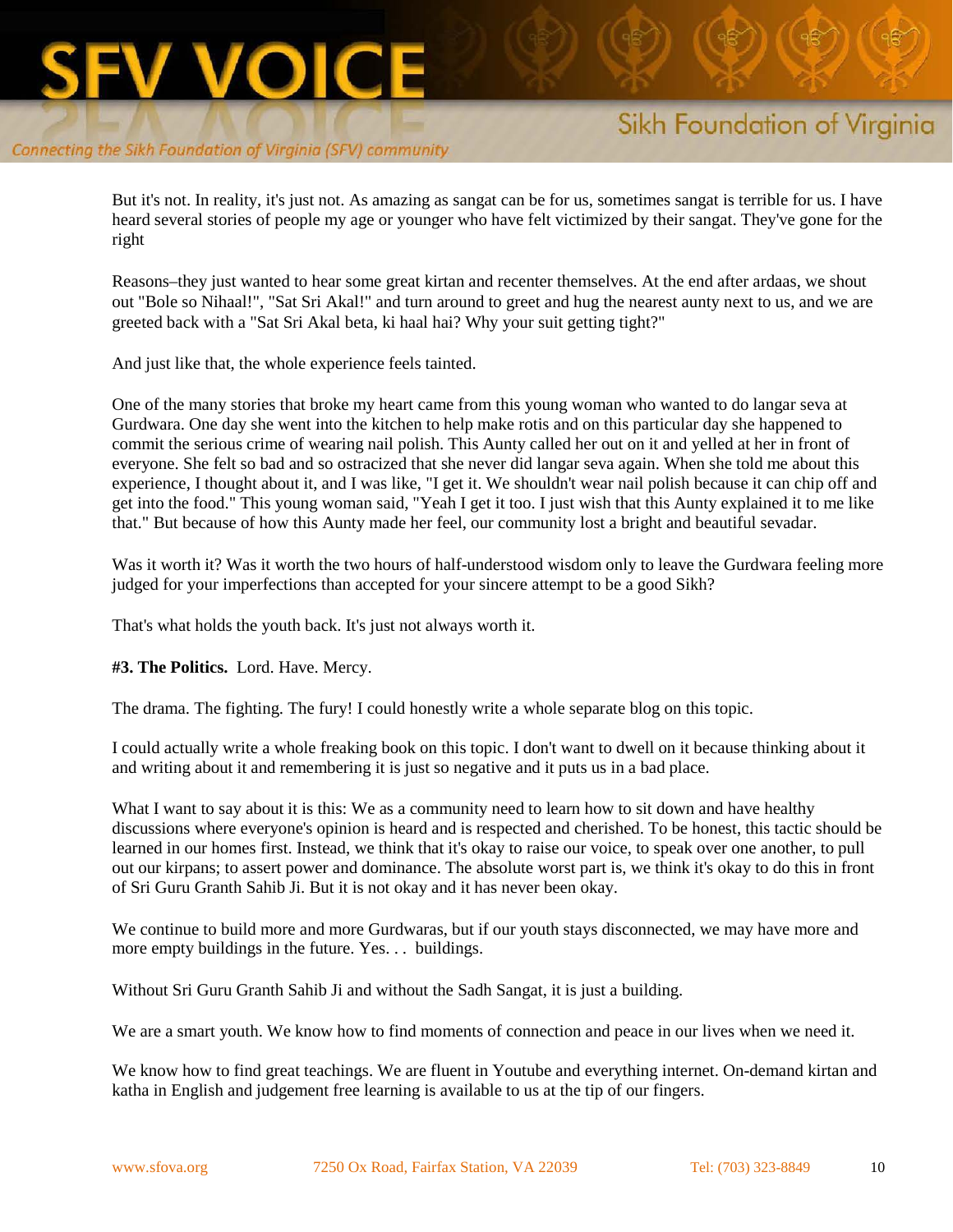But it's not. In reality, it's just not. As amazing as sangat can be for us, sometimes sangat is terrible for us. I have heard several stories of people my age or younger who have felt victimized by their sangat. They've gone for the right

Reasons–they just wanted to hear some great kirtan and recenter themselves. At the end after ardaas, we shout out "Bole so Nihaal!", "Sat Sri Akal!" and turn around to greet and hug the nearest aunty next to us, and we are greeted back with a "Sat Sri Akal beta, ki haal hai? Why your suit getting tight?"

And just like that, the whole experience feels tainted.

One of the many stories that broke my heart came from this young woman who wanted to do langar seva at Gurdwara. One day she went into the kitchen to help make rotis and on this particular day she happened to commit the serious crime of wearing nail polish. This Aunty called her out on it and yelled at her in front of everyone. She felt so bad and so ostracized that she never did langar seva again. When she told me about this experience, I thought about it, and I was like, "I get it. We shouldn't wear nail polish because it can chip off and get into the food." This young woman said, "Yeah I get it too. I just wish that this Aunty explained it to me like that." But because of how this Aunty made her feel, our community lost a bright and beautiful sevadar.

Was it worth it? Was it worth the two hours of half-understood wisdom only to leave the Gurdwara feeling more judged for your imperfections than accepted for your sincere attempt to be a good Sikh?

That's what holds the youth back. It's just not always worth it.

**#3. The Politics.** Lord. Have. Mercy.

The drama. The fighting. The fury! I could honestly write a whole separate blog on this topic.

I could actually write a whole freaking book on this topic. I don't want to dwell on it because thinking about it and writing about it and remembering it is just so negative and it puts us in a bad place.

What I want to say about it is this: We as a community need to learn how to sit down and have healthy discussions where everyone's opinion is heard and is respected and cherished. To be honest, this tactic should be learned in our homes first. Instead, we think that it's okay to raise our voice, to speak over one another, to pull out our kirpans; to assert power and dominance. The absolute worst part is, we think it's okay to do this in front of Sri Guru Granth Sahib Ji. But it is not okay and it has never been okay.

We continue to build more and more Gurdwaras, but if our youth stays disconnected, we may have more and more empty buildings in the future. Yes. . . buildings.

Without Sri Guru Granth Sahib Ji and without the Sadh Sangat, it is just a building.

We are a smart youth. We know how to find moments of connection and peace in our lives when we need it.

We know how to find great teachings. We are fluent in Youtube and everything internet. On-demand kirtan and katha in English and judgement free learning is available to us at the tip of our fingers.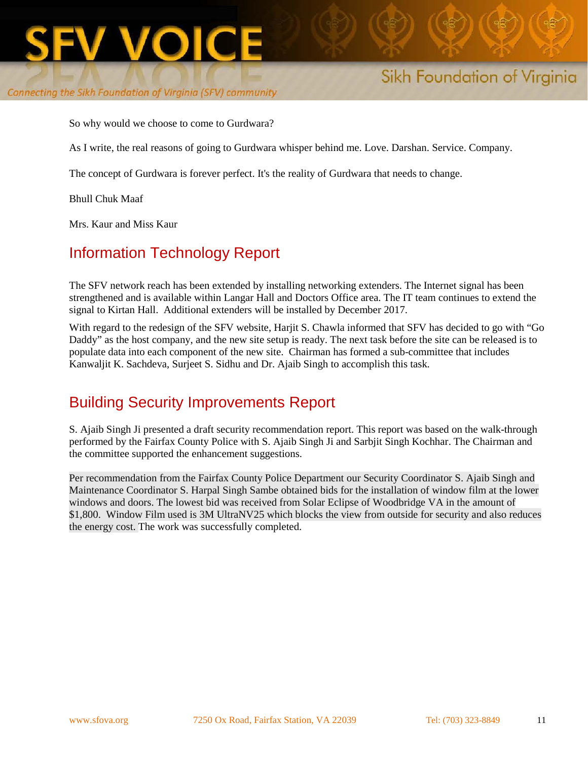So why would we choose to come to Gurdwara?

As I write, the real reasons of going to Gurdwara whisper behind me. Love. Darshan. Service. Company.

The concept of Gurdwara is forever perfect. It's the reality of Gurdwara that needs to change.

Bhull Chuk Maaf

Mrs. Kaur and Miss Kaur

## Information Technology Report

The SFV network reach has been extended by installing networking extenders. The Internet signal has been strengthened and is available within Langar Hall and Doctors Office area. The IT team continues to extend the signal to Kirtan Hall. Additional extenders will be installed by December 2017.

With regard to the redesign of the SFV website, Harjit S. Chawla informed that SFV has decided to go with "Go Daddy" as the host company, and the new site setup is ready. The next task before the site can be released is to populate data into each component of the new site. Chairman has formed a sub-committee that includes Kanwaljit K. Sachdeva, Surjeet S. Sidhu and Dr. Ajaib Singh to accomplish this task.

## Building Security Improvements Report

S. Ajaib Singh Ji presented a draft security recommendation report. This report was based on the walk-through performed by the Fairfax County Police with S. Ajaib Singh Ji and Sarbjit Singh Kochhar. The Chairman and the committee supported the enhancement suggestions.

Per recommendation from the Fairfax County Police Department our Security Coordinator S. Ajaib Singh and Maintenance Coordinator S. Harpal Singh Sambe obtained bids for the installation of window film at the lower windows and doors. The lowest bid was received from Solar Eclipse of Woodbridge VA in the amount of $1,800. Window Film used is 3M UltraNV25 which blocks the view from outside for security and also reduces the energy cost. The work was successfully completed.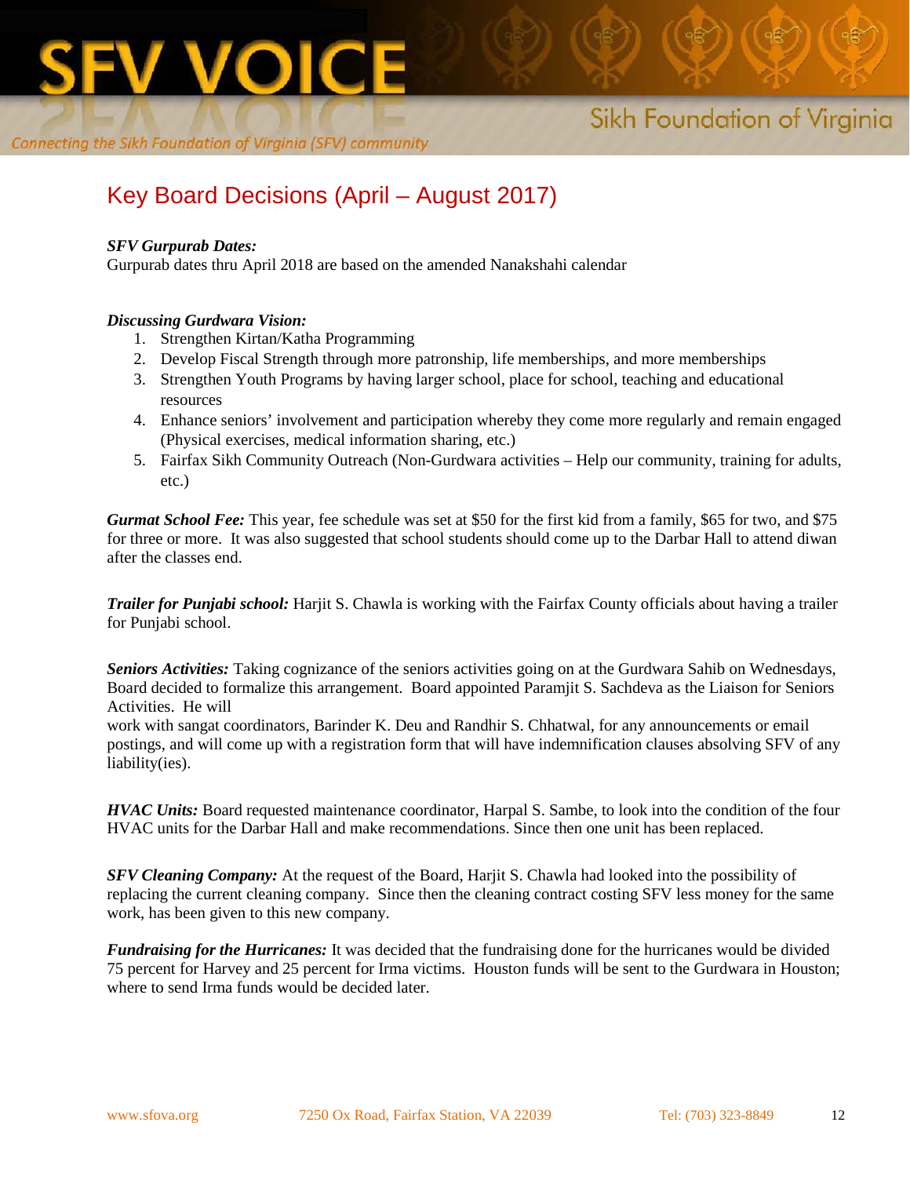## Key Board Decisions (April – August 2017)

***SFV Gurpurab Dates:***
Gurpurab dates thru April 2018 are based on the amended Nanakshahi calendar

***Discussing Gurdwara Vision:***

1. Strengthen Kirtan/Katha Programming
2. Develop Fiscal Strength through more patronship, life memberships, and more memberships
3. Strengthen Youth Programs by having larger school, place for school, teaching and educational resources
4. Enhance seniors' involvement and participation whereby they come more regularly and remain engaged (Physical exercises, medical information sharing, etc.)
5. Fairfax Sikh Community Outreach (Non-Gurdwara activities – Help our community, training for adults, etc.)

***Gurmat School Fee:*** This year, fee schedule was set at $50 for the first kid from a family, $65 for two, and $75 for three or more. It was also suggested that school students should come up to the Darbar Hall to attend diwan after the classes end.

***Trailer for Punjabi school:*** Harjit S. Chawla is working with the Fairfax County officials about having a trailer for Punjabi school.

***Seniors Activities:*** Taking cognizance of the seniors activities going on at the Gurdwara Sahib on Wednesdays, Board decided to formalize this arrangement. Board appointed Paramjit S. Sachdeva as the Liaison for Seniors Activities. He will work with sangat coordinators, Barinder K. Deu and Randhir S. Chhatwal, for any announcements or email postings, and will come up with a registration form that will have indemnification clauses absolving SFV of any liability(ies).

***HVAC Units:*** Board requested maintenance coordinator, Harpal S. Sambe, to look into the condition of the four HVAC units for the Darbar Hall and make recommendations. Since then one unit has been replaced.

***SFV Cleaning Company:*** At the request of the Board, Harjit S. Chawla had looked into the possibility of replacing the current cleaning company. Since then the cleaning contract costing SFV less money for the same work, has been given to this new company.

***Fundraising for the Hurricanes:*** It was decided that the fundraising done for the hurricanes would be divided 75 percent for Harvey and 25 percent for Irma victims. Houston funds will be sent to the Gurdwara in Houston; where to send Irma funds would be decided later.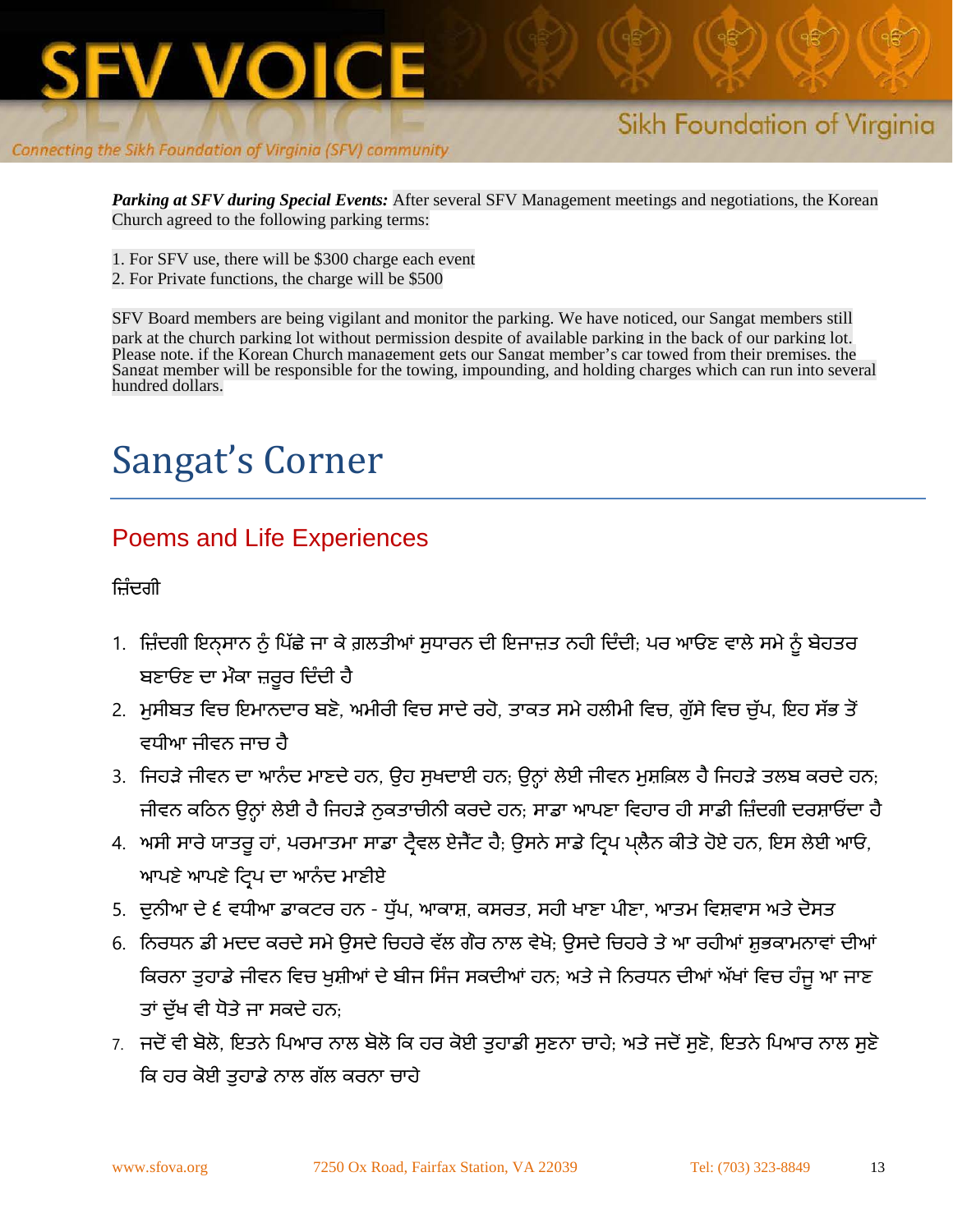***Parking at SFV during Special Events:*** After several SFV Management meetings and negotiations, the Korean Church agreed to the following parking terms:

1. For SFV use, there will be $300 charge each event
2. For Private functions, the charge will be $500

SFV Board members are being vigilant and monitor the parking. We have noticed, our Sangat members still park at the church parking lot without permission despite of available parking in the back of our parking lot. Please note, if the Korean Church management gets our Sangat member's car towed from their premises, the Sangat member will be responsible for the towing, impounding, and holding charges which can run into several hundred dollars.

# Sangat's Corner

## Poems and Life Experiences

ਜ਼ਿੰਦਗੀ

1. ਜ਼ਿੰਦਗੀ ਇਨ੍ਸਾਨ ਨੂੰ ਪਿੱਛੇ ਜਾ ਕੇ ਗ਼ਲਤੀਆਂ ਸੁਧਾਰਨ ਦੀ ਇਜਾਜ਼ਤ ਨਹੀ ਦਿੰਦੀ; ਪਰ ਆਓਣ ਵਾਲੇ ਸਮੇ ਨੂੰ ਬੇਹਤਰ ਬਣਾਓਣ ਦਾ ਮੌਕਾ ਜ਼ਰੂਰ ਦਿੰਦੀ ਹੈ
2. ਮੁਸੀਬਤ ਵਿਚ ਇਮਾਨਦਾਰ ਬਣੋ, ਅਮੀਰੀ ਵਿਚ ਸਾਦੇ ਰਹੋ, ਤਾਕਤ ਸਮੇ ਹਲੀਮੀ ਵਿਚ, ਗੁੱਸੇ ਵਿਚ ਚੁੱਪ, ਇਹ ਸੱਭ ਤੋਂ ਵਧੀਆ ਜੀਵਨ ਜਾਚ ਹੈ
3. ਜਿਹੜੇ ਜੀਵਨ ਦਾ ਆਨੰਦ ਮਾਣਦੇ ਹਨ, ਉਹ ਸੁਖਦਾਈ ਹਨ; ਉਨ੍ਹਾਂ ਲੇਈ ਜੀਵਨ ਮੁਸ਼ਕਿਲ ਹੈ ਜਿਹੜੇ ਤਲਬ ਕਰਦੇ ਹਨ; ਜੀਵਨ ਕਠਿਨ ਉਨ੍ਹਾਂ ਲੇਈ ਹੈ ਜਿਹੜੇ ਨੁਕਤਾਚੀਨੀ ਕਰਦੇ ਹਨ; ਸਾਡਾ ਆਪਣਾ ਵਿਹਾਰ ਹੀ ਸਾਡੀ ਜ਼ਿੰਦਗੀ ਦਰਸ਼ਾਓਂਦਾ ਹੈ
4. ਅਸੀ ਸਾਰੇ ਯਾਤਰੂ ਹਾਂ, ਪਰਮਾਤਮਾ ਸਾਡਾ ਟ੍ਰੈਵਲ ਏਜੈਂਟ ਹੈ; ਉਸਨੇ ਸਾਡੇ ਟ੍ਰਿਪ ਪ੍ਲੈਨ ਕੀਤੇ ਹੋਏ ਹਨ, ਇਸ ਲੇਈ ਆਓ, ਆਪਣੇ ਆਪਣੇ ਟ੍ਰਿਪ ਦਾ ਆਨੰਦ ਮਾਣੀਏ
5. ਦੁਨੀਆ ਦੇ ੬ ਵਧੀਆ ਡਾਕਟਰ ਹਨ - ਧੁੱਪ, ਆਕਾਸ਼, ਕਸਰਤ, ਸਹੀ ਖਾਣਾ ਪੀਣਾ, ਆਤਮ ਵਿਸ਼ਵਾਸ ਅਤੇ ਦੋਸਤ
6. ਨਿਰਧਨ ਡੀ ਮਦਦ ਕਰਦੇ ਸਮੇ ਉਸਦੇ ਚਿਹਰੇ ਵੱਲ ਗੌਰ ਨਾਲ ਵੇਖੋ; ਉਸਦੇ ਚਿਹਰੇ ਤੇ ਆ ਰਹੀਆਂ ਸ਼ੁਭਕਾਮਨਾਵਾਂ ਦੀਆਂ ਕਿਰਨਾ ਤੁਹਾਡੇ ਜੀਵਨ ਵਿਚ ਖੁਸ਼ੀਆਂ ਦੇ ਬੀਜ ਸਿੰਜ ਸਕਦੀਆਂ ਹਨ; ਅਤੇ ਜੇ ਨਿਰਧਨ ਦੀਆਂ ਅੱਖਾਂ ਵਿਚ ਹੰਜੂ ਆ ਜਾਣ ਤਾਂ ਦੁੱਖ ਵੀ ਧੋਤੇ ਜਾ ਸਕਦੇ ਹਨ;
7. ਜਦੋਂ ਵੀ ਬੋਲੋ, ਇਤਨੇ ਪਿਆਰ ਨਾਲ ਬੋਲੋ ਕਿ ਹਰ ਕੋਈ ਤੁਹਾਡੀ ਸੁਣਨਾ ਚਾਹੇ; ਅਤੇ ਜਦੋਂ ਸੁਣੋ, ਇਤਨੇ ਪਿਆਰ ਨਾਲ ਸੁਣੋ ਕਿ ਹਰ ਕੋਈ ਤੁਹਾਡੇ ਨਾਲ ਗੱਲ ਕਰਨਾ ਚਾਹੇ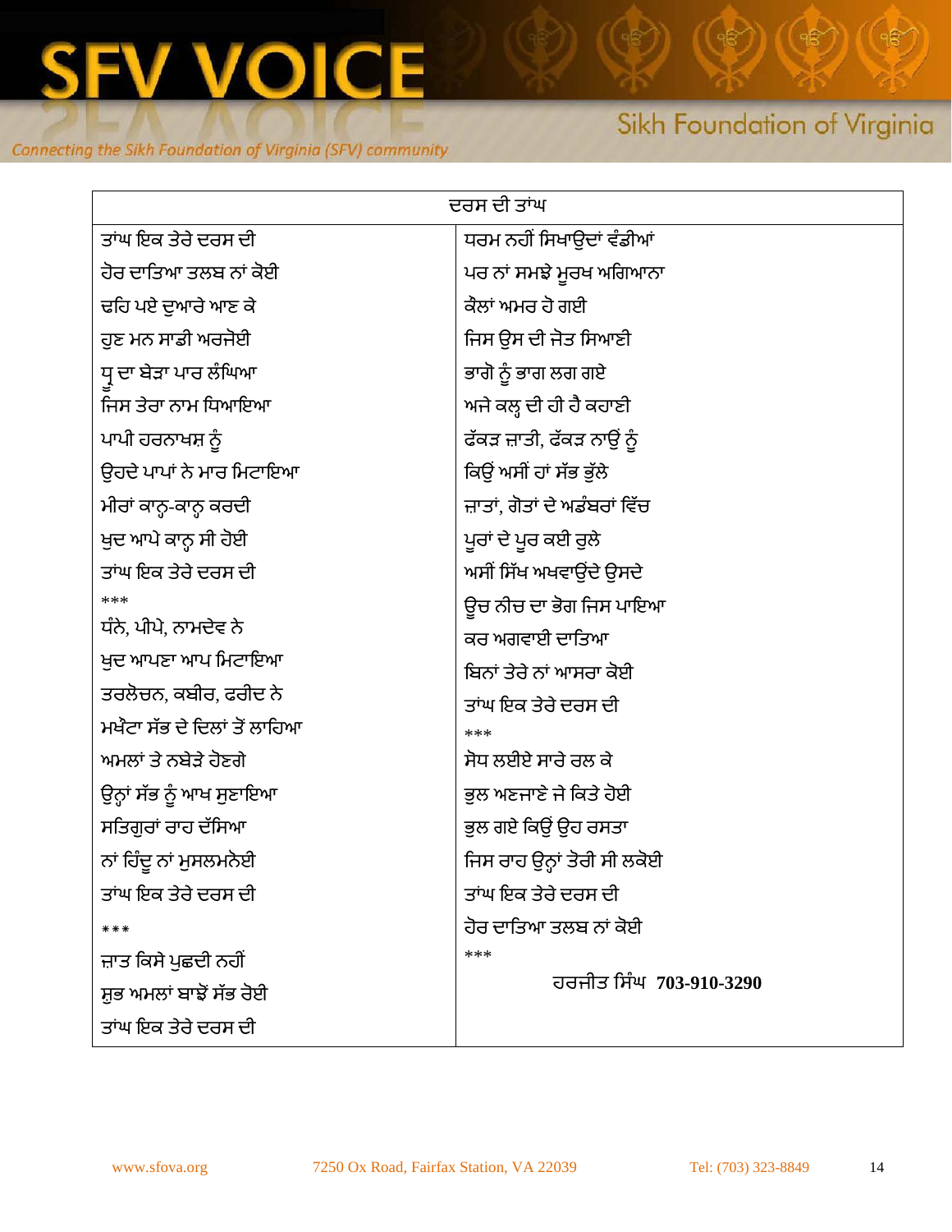## ਦਰਸ ਦੀ ਤਾਂਘ

ਤਾਂਘ ਇਕ ਤੇਰੇ ਦਰਸ ਦੀ
ਹੋਰ ਦਾਤਿਆ ਤਲਬ ਨਾਂ ਕੋਈ
ਢਹਿ ਪਏ ਦੁਆਰੇ ਆਣ ਕੇ
ਹੁਣ ਮਨ ਸਾਡੀ ਅਰਜੋਈ
ਧ੍ਰੂ ਦਾ ਬੇੜਾ ਪਾਰ ਲੰਘਿਆ
ਜਿਸ ਤੇਰਾ ਨਾਮ ਧਿਆਇਆ
ਪਾਪੀ ਹਰਨਾਖਸ਼ ਨੂੰ
ਉਹਦੇ ਪਾਪਾਂ ਨੇ ਮਾਰ ਮਿਟਾਇਆ
ਮੀਰਾਂ ਕਾਨ੍ਹ-ਕਾਨ੍ਹ ਕਰਦੀ
ਖੁਦ ਆਪੇ ਕਾਨ੍ਹ ਸੀ ਹੋਈ
ਤਾਂਘ ਇਕ ਤੇਰੇ ਦਰਸ ਦੀ

***

ਧੰਨੇ, ਪੀਪੇ, ਨਾਮਦੇਵ ਨੇ
ਖੁਦ ਆਪਣਾ ਆਪ ਮਿਟਾਇਆ
ਤਰਲੋਚਨ, ਕਬੀਰ, ਫਰੀਦ ਨੇ
ਮਖੌਟਾ ਸੱਭ ਦੇ ਦਿਲਾਂ ਤੋਂ ਲਾਹਿਆ
ਅਮਲਾਂ ਤੇ ਨਬੇੜੇ ਹੋਣਗੇ
ਉਨ੍ਹਾਂ ਸੱਭ ਨੂੰ ਆਖ ਸੁਣਾਇਆ
ਸਤਿਗੁਰਾਂ ਰਾਹ ਦੱਸਿਆ
ਨਾਂ ਹਿੰਦੂ ਨਾਂ ਮੁਸਲਮਨੋਈ
ਤਾਂਘ ਇਕ ਤੇਰੇ ਦਰਸ ਦੀ

***

ਜ਼ਾਤ ਕਿਸੇ ਪੁਛਦੀ ਨਹੀਂ
ਸ਼ੁਭ ਅਮਲਾਂ ਬਾਝੋਂ ਸੱਭ ਰੋਈ
ਤਾਂਘ ਇਕ ਤੇਰੇ ਦਰਸ ਦੀ
ਧਰਮ ਨਹੀਂ ਸਿਖਾਉਦਾਂ ਵੰਡੀਆਂ
ਪਰ ਨਾਂ ਸਮਝੇ ਮੂਰਖ ਅਗਿਆਨਾ
ਕੌਲਾਂ ਅਮਰ ਹੋ ਗਈ
ਜਿਸ ਉਸ ਦੀ ਜੋਤ ਸਿਆਣੀ
ਭਾਗੋ ਨੂੰ ਭਾਗ ਲਗ ਗਏ
ਅਜੇ ਕਲ੍ਹ ਦੀ ਹੀ ਹੈ ਕਹਾਣੀ
ਫੱਕੜ ਜ਼ਾਤੀ, ਫੱਕੜ ਨਾਉਂ ਨੂੰ
ਕਿਉਂ ਅਸੀਂ ਹਾਂ ਸੱਭ ਭੁੱਲੇ
ਜ਼ਾਤਾਂ, ਗੋਤਾਂ ਦੇ ਅਡੰਬਰਾਂ ਵਿੱਚ
ਪੂਰਾਂ ਦੇ ਪੂਰ ਕਈ ਰੁਲੇ
ਅਸੀਂ ਸਿੱਖ ਅਖਵਾਉਂਦੇ ਉਸਦੇ
ਉਚ ਨੀਚ ਦਾ ਭੋਗ ਜਿਸ ਪਾਇਆ
ਕਰ ਅਗਵਾਈ ਦਾਤਿਆ
ਬਿਨਾਂ ਤੇਰੇ ਨਾਂ ਆਸਰਾ ਕੋਈ
ਤਾਂਘ ਇਕ ਤੇਰੇ ਦਰਸ ਦੀ

***

ਸੋਧ ਲਈਏ ਸਾਰੇ ਰਲ ਕੇ
ਭੁਲ ਅਣਜਾਣੇ ਜੇ ਕਿਤੇ ਹੋਈ
ਭੁਲ ਗਏ ਕਿਉਂ ਉਹ ਰਸਤਾ
ਜਿਸ ਰਾਹ ਉਨ੍ਹਾਂ ਤੋਰੀ ਸੀ ਲਕੋਈ
ਤਾਂਘ ਇਕ ਤੇਰੇ ਦਰਸ ਦੀ
ਹੋਰ ਦਾਤਿਆ ਤਲਬ ਨਾਂ ਕੋਈ

***

ਹਰਜੀਤ ਸਿੰਘ **703-910-3290**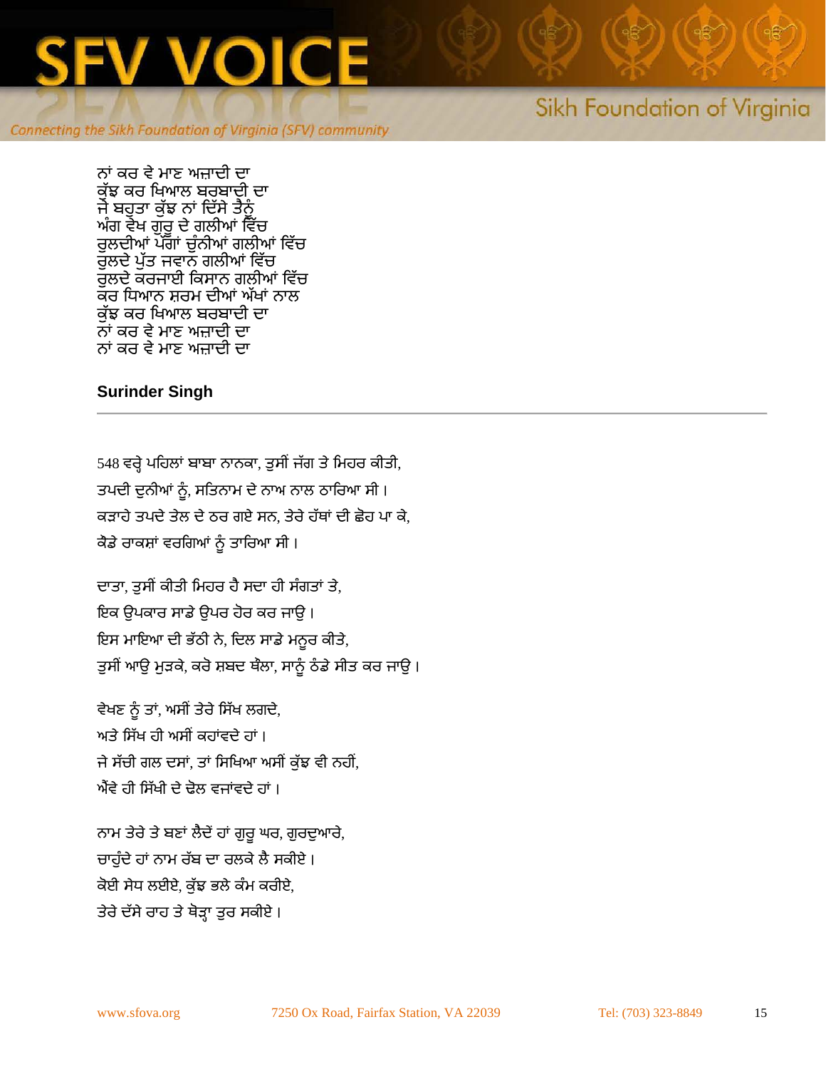ਨਾਂ ਕਰ ਵੇ ਮਾਣ ਅਜ਼ਾਦੀ ਦਾ
ਕੁੱਝ ਕਰ ਖਿਆਲ ਬਰਬਾਦੀ ਦਾ
ਜੇ ਬਹੁਤਾ ਕੁੱਝ ਨਾਂ ਦਿੱਸੇ ਤੈਨੂੰ
ਅੰਗ ਵੇਖ ਗੁਰੂ ਦੇ ਗਲੀਆਂ ਵਿੱਚ
ਰੁਲਦੀਆਂ ਪੱਗਾਂ ਚੁੰਨੀਆਂ ਗਲੀਆਂ ਵਿੱਚ
ਰੁਲਦੇ ਪੁੱਤ ਜਵਾਨ ਗਲੀਆਂ ਵਿੱਚ
ਰੁਲਦੇ ਕਰਜਾਈ ਕਿਸਾਨ ਗਲੀਆਂ ਵਿੱਚ
ਕਰ ਧਿਆਨ ਸ਼ਰਮ ਦੀਆਂ ਅੱਖਾਂ ਨਾਲ
ਕੁੱਝ ਕਰ ਖਿਆਲ ਬਰਬਾਦੀ ਦਾ
ਨਾਂ ਕਰ ਵੇ ਮਾਣ ਅਜ਼ਾਦੀ ਦਾ
ਨਾਂ ਕਰ ਵੇ ਮਾਣ ਅਜ਼ਾਦੀ ਦਾ

**Surinder Singh**

---

548 ਵਰ੍ਹੇ ਪਹਿਲਾਂ ਬਾਬਾ ਨਾਨਕਾ, ਤੁਸੀਂ ਜੱਗ ਤੇ ਮਿਹਰ ਕੀਤੀ,
ਤਪਦੀ ਦੁਨੀਆਂ ਨੂੰ, ਸਤਿਨਾਮ ਦੇ ਨਾਅ ਨਾਲ ਠਾਰਿਆ ਸੀ ।
ਕੜਾਹੇ ਤਪਦੇ ਤੇਲ ਦੇ ਠਰ ਗਏ ਸਨ, ਤੇਰੇ ਹੱਥਾਂ ਦੀ ਛੋਹ ਪਾ ਕੇ,
ਕੌਡੇ ਰਾਕਸ਼ਾਂ ਵਰਗਿਆਂ ਨੂੰ ਤਾਰਿਆ ਸੀ ।

ਦਾਤਾ, ਤੁਸੀਂ ਕੀਤੀ ਮਿਹਰ ਹੈ ਸਦਾ ਹੀ ਸੰਗਤਾਂ ਤੇ,
ਇਕ ਉਪਕਾਰ ਸਾਡੇ ਉਪਰ ਹੋਰ ਕਰ ਜਾਉ ।
ਇਸ ਮਾਇਆ ਦੀ ਭੱਠੀ ਨੇ, ਦਿਲ ਸਾਡੇ ਮਨੂਰ ਕੀਤੇ,
ਤੁਸੀਂ ਆਉ ਮੁੜਕੇ, ਕਰੋ ਸ਼ਬਦ ਥੌਲਾ, ਸਾਨੂੰ ਠੰਡੇ ਸੀਤ ਕਰ ਜਾਉ ।

ਵੇਖਣ ਨੂੰ ਤਾਂ, ਅਸੀਂ ਤੇਰੇ ਸਿੱਖ ਲਗਦੇ,
ਅਤੇ ਸਿੱਖ ਹੀ ਅਸੀਂ ਕਹਾਂਵਦੇ ਹਾਂ ।
ਜੇ ਸੱਚੀ ਗਲ ਦਸਾਂ, ਤਾਂ ਸਿਖਿਆ ਅਸੀਂ ਕੁੱਝ ਵੀ ਨਹੀਂ,
ਐਂਵੇ ਹੀ ਸਿੱਖੀ ਦੇ ਢੋਲ ਵਜਾਂਵਦੇ ਹਾਂ ।

ਨਾਮ ਤੇਰੇ ਤੇ ਬਣਾਂ ਲੈਂਦੇਂ ਹਾਂ ਗੁਰੂ ਘਰ, ਗੁਰਦੁਆਰੇ,
ਚਾਹੁੰਦੇ ਹਾਂ ਨਾਮ ਰੱਬ ਦਾ ਰਲਕੇ ਲੈ ਸਕੀਏ ।
ਕੋਈ ਸੇਧ ਲਈਏ, ਕੁੱਝ ਭਲੇ ਕੰਮ ਕਰੀਏ,
ਤੇਰੇ ਦੱਸੇ ਰਾਹ ਤੇ ਥੋੜ੍ਹਾ ਤੁਰ ਸਕੀਏ ।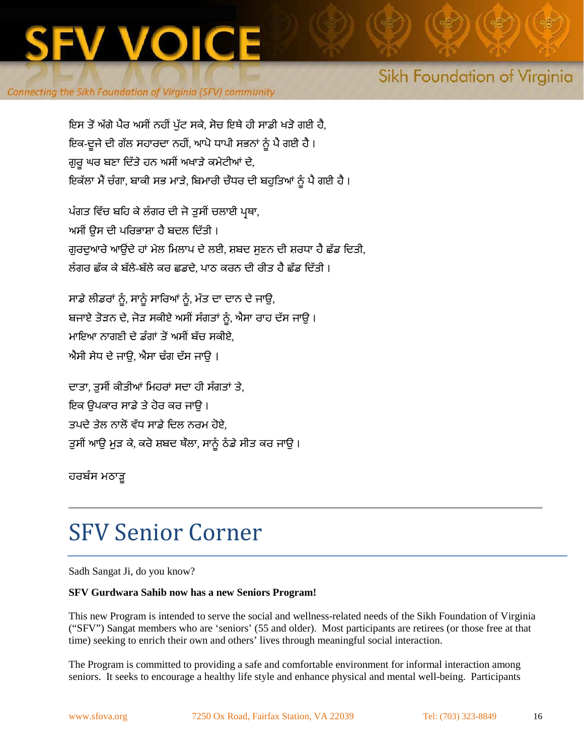ਇਸ ਤੋਂ ਅੱਗੇ ਪੈਰ ਅਸੀਂ ਨਹੀਂ ਪੁੱਟ ਸਕੇ, ਸੋਚ ਇਥੇ ਹੀ ਸਾਡੀ ਖੜੋ ਗਈ ਹੈ,
ਇਕ-ਦੂਜੇ ਦੀ ਗੱਲ ਸਹਾਰਦਾ ਨਹੀਂ, ਆਪੋ ਧਾਪੀ ਸਭਨਾਂ ਨੂੰ ਪੈ ਗਈ ਹੈ ।
ਗੁਰੂ ਘਰ ਬਣਾ ਦਿੱਤੇ ਹਨ ਅਸੀਂ ਅਖਾੜੇ ਕਮੇਟੀਆਂ ਦੇ,
ਇਕੱਲਾ ਮੈਂ ਚੰਗਾ, ਬਾਕੀ ਸਭ ਮਾੜੇ, ਬਿਮਾਰੀ ਚੌਧਰ ਦੀ ਬਹੁਤਿਆਂ ਨੂੰ ਪੈ ਗਈ ਹੈ ।

ਪੰਗਤ ਵਿੱਚ ਬਹਿ ਕੇ ਲੰਗਰ ਦੀ ਜੋ ਤੁਸੀਂ ਚਲਾਈ ਪ੍ਰਥਾ,
ਅਸੀਂ ਉਸ ਦੀ ਪਰਿਭਾਸ਼ਾ ਹੈ ਬਦਲ ਦਿੱਤੀ ।
ਗੁਰਦੁਆਰੇ ਆਉਂਦੇ ਹਾਂ ਮੇਲ ਮਿਲਾਪ ਦੇ ਲਈ, ਸ਼ਬਦ ਸੁਣਨ ਦੀ ਸ਼ਰਧਾ ਹੈ ਛੱਡ ਦਿਤੀ,
ਲੰਗਰ ਛੱਕ ਕੇ ਬੱਲੇ-ਬੱਲੇ ਕਰ ਛਡਦੇ, ਪਾਠ ਕਰਨ ਦੀ ਰੀਤ ਹੈ ਛੱਡ ਦਿੱਤੀ ।

ਸਾਡੇ ਲੀਡਰਾਂ ਨੂੰ, ਸਾਨੂੰ ਸਾਰਿਆਂ ਨੂੰ, ਮੱਤ ਦਾ ਦਾਨ ਦੇ ਜਾਉ,
ਬਜਾਏ ਤੋੜਨ ਦੇ, ਜੋੜ ਸਕੀਏ ਅਸੀਂ ਸੰਗਤਾਂ ਨੂੰ, ਐਸਾ ਰਾਹ ਦੱਸ ਜਾਉ ।
ਮਾਇਆ ਨਾਗਣੀ ਦੇ ਡੰਗਾਂ ਤੋਂ ਅਸੀਂ ਬੱਚ ਸਕੀਏ,
ਐਸੀ ਸੇਧ ਦੇ ਜਾਉ, ਐਸਾ ਢੰਗ ਦੱਸ ਜਾਉ ।

ਦਾਤਾ, ਤੁਸੀਂ ਕੀਤੀਆਂ ਮਿਹਰਾਂ ਸਦਾ ਹੀ ਸੰਗਤਾਂ ਤੇ,
ਇਕ ਉਪਕਾਰ ਸਾਡੇ ਤੇ ਹੋਰ ਕਰ ਜਾਉ ।
ਤਪਦੇ ਤੇਲ ਨਾਲੋਂ ਵੱਧ ਸਾਡੇ ਦਿਲ ਨਰਮ ਹੋਏ,
ਤੁਸੀਂ ਆਉ ਮੁੜ ਕੇ, ਕਰੋ ਸ਼ਬਦ ਥੌਲਾ, ਸਾਨੂੰ ਠੰਡੇ ਸੀਤ ਕਰ ਜਾਉ ।

ਹਰਬੰਸ ਮਠਾੜੂ

# SFV Senior Corner

Sadh Sangat Ji, do you know?

**SFV Gurdwara Sahib now has a new Seniors Program!**

This new Program is intended to serve the social and wellness-related needs of the Sikh Foundation of Virginia ("SFV") Sangat members who are 'seniors' (55 and older). Most participants are retirees (or those free at that time) seeking to enrich their own and others' lives through meaningful social interaction.

The Program is committed to providing a safe and comfortable environment for informal interaction among seniors. It seeks to encourage a healthy life style and enhance physical and mental well-being. Participants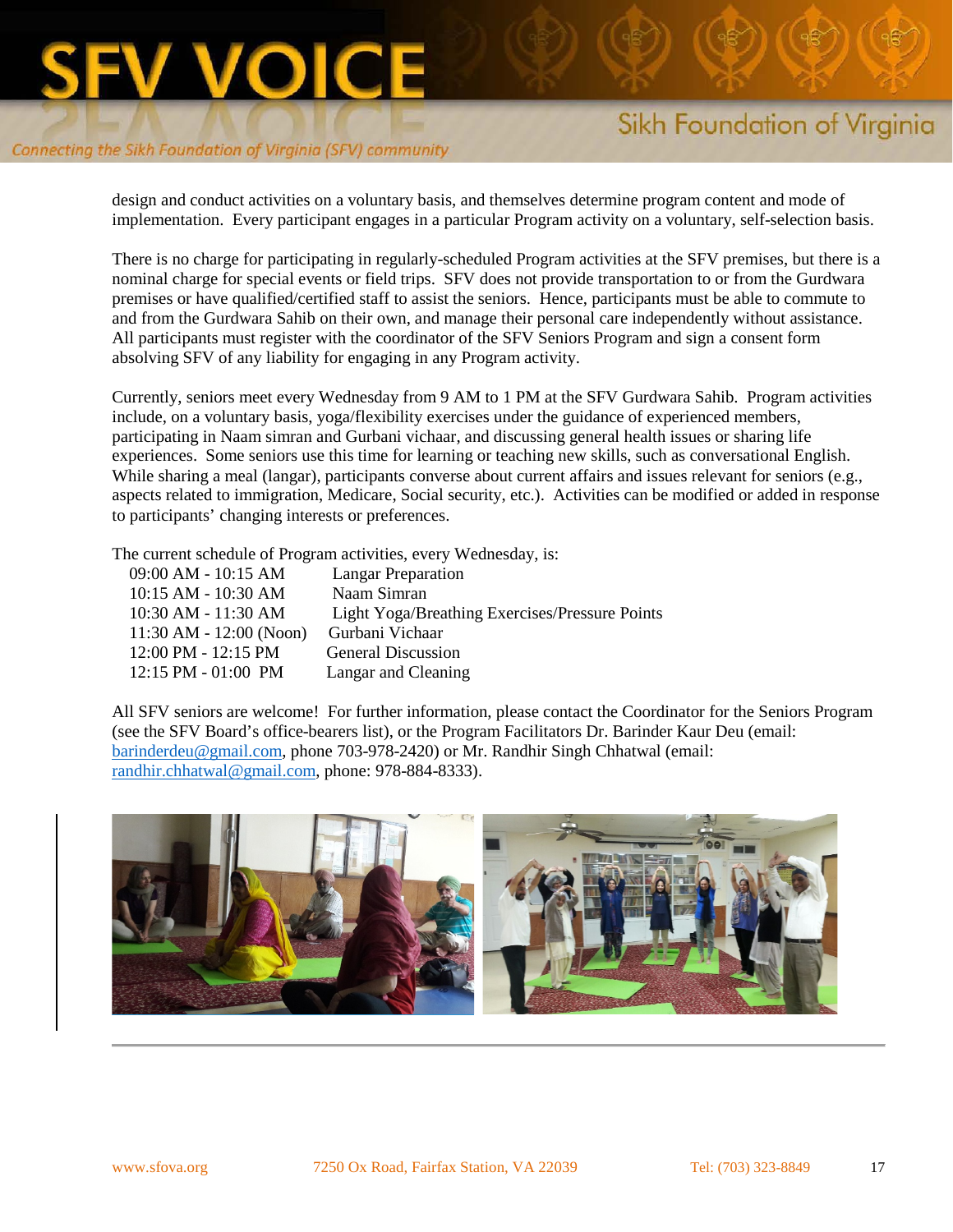design and conduct activities on a voluntary basis, and themselves determine program content and mode of implementation. Every participant engages in a particular Program activity on a voluntary, self-selection basis.

There is no charge for participating in regularly-scheduled Program activities at the SFV premises, but there is a nominal charge for special events or field trips. SFV does not provide transportation to or from the Gurdwara premises or have qualified/certified staff to assist the seniors. Hence, participants must be able to commute to and from the Gurdwara Sahib on their own, and manage their personal care independently without assistance. All participants must register with the coordinator of the SFV Seniors Program and sign a consent form absolving SFV of any liability for engaging in any Program activity.

Currently, seniors meet every Wednesday from 9 AM to 1 PM at the SFV Gurdwara Sahib. Program activities include, on a voluntary basis, yoga/flexibility exercises under the guidance of experienced members, participating in Naam simran and Gurbani vichaar, and discussing general health issues or sharing life experiences. Some seniors use this time for learning or teaching new skills, such as conversational English. While sharing a meal (langar), participants converse about current affairs and issues relevant for seniors (e.g., aspects related to immigration, Medicare, Social security, etc.). Activities can be modified or added in response to participants' changing interests or preferences.

The current schedule of Program activities, every Wednesday, is:

| Time | Activity |
|---|---|
| 09:00 AM - 10:15 AM | Langar Preparation |
| 10:15 AM - 10:30 AM | Naam Simran |
| 10:30 AM - 11:30 AM | Light Yoga/Breathing Exercises/Pressure Points |
| 11:30 AM - 12:00 (Noon) | Gurbani Vichaar |
| 12:00 PM - 12:15 PM | General Discussion |
| 12:15 PM - 01:00 PM | Langar and Cleaning |

All SFV seniors are welcome! For further information, please contact the Coordinator for the Seniors Program (see the SFV Board's office-bearers list), or the Program Facilitators Dr. Barinder Kaur Deu (email: barinderdeu@gmail.com, phone 703-978-2420) or Mr. Randhir Singh Chhatwal (email: randhir.chhatwal@gmail.com, phone: 978-884-8333).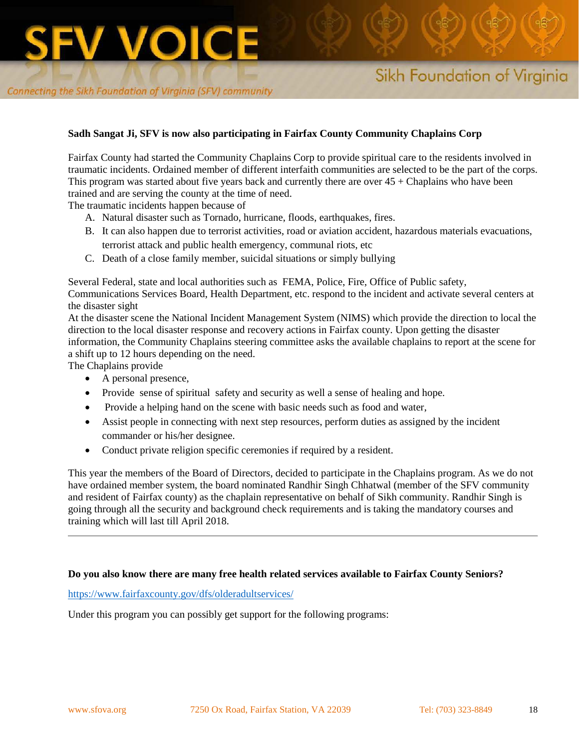**Sadh Sangat Ji, SFV is now also participating in Fairfax County Community Chaplains Corp**

Fairfax County had started the Community Chaplains Corp to provide spiritual care to the residents involved in traumatic incidents. Ordained member of different interfaith communities are selected to be the part of the corps. This program was started about five years back and currently there are over 45 + Chaplains who have been trained and are serving the county at the time of need.

The traumatic incidents happen because of

A. Natural disaster such as Tornado, hurricane, floods, earthquakes, fires.
B. It can also happen due to terrorist activities, road or aviation accident, hazardous materials evacuations, terrorist attack and public health emergency, communal riots, etc
C. Death of a close family member, suicidal situations or simply bullying

Several Federal, state and local authorities such as FEMA, Police, Fire, Office of Public safety, Communications Services Board, Health Department, etc. respond to the incident and activate several centers at the disaster sight

At the disaster scene the National Incident Management System (NIMS) which provide the direction to local the direction to the local disaster response and recovery actions in Fairfax county. Upon getting the disaster information, the Community Chaplains steering committee asks the available chaplains to report at the scene for a shift up to 12 hours depending on the need.

The Chaplains provide

- A personal presence,
- Provide sense of spiritual safety and security as well a sense of healing and hope.
- Provide a helping hand on the scene with basic needs such as food and water,
- Assist people in connecting with next step resources, perform duties as assigned by the incident commander or his/her designee.
- Conduct private religion specific ceremonies if required by a resident.

This year the members of the Board of Directors, decided to participate in the Chaplains program. As we do not have ordained member system, the board nominated Randhir Singh Chhatwal (member of the SFV community and resident of Fairfax county) as the chaplain representative on behalf of Sikh community. Randhir Singh is going through all the security and background check requirements and is taking the mandatory courses and training which will last till April 2018.

---

**Do you also know there are many free health related services available to Fairfax County Seniors?**

https://www.fairfaxcounty.gov/dfs/olderadultservices/

Under this program you can possibly get support for the following programs: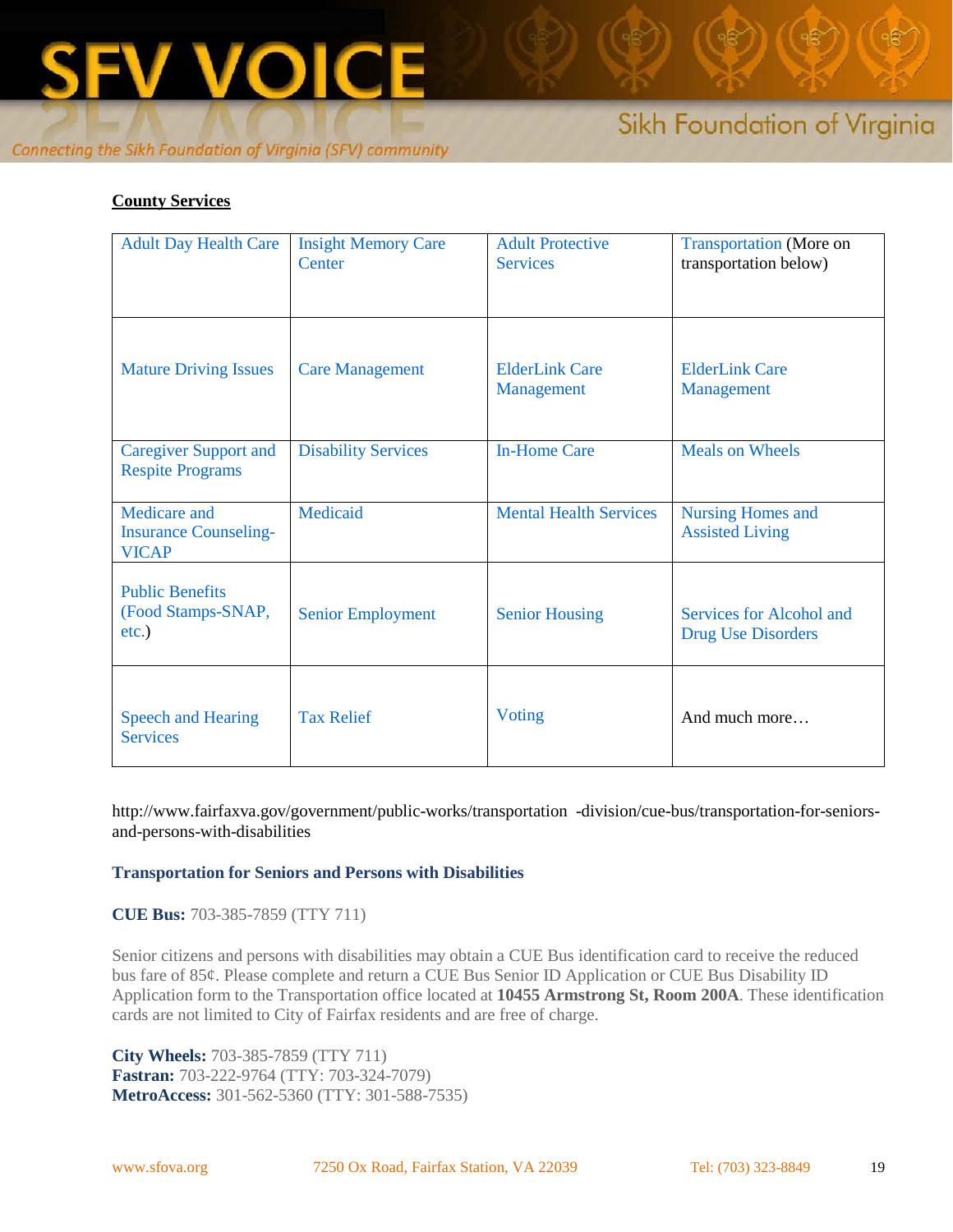**County Services**

| Adult Day Health Care | Insight Memory Care Center | Adult Protective Services | Transportation (More on transportation below) |
| --- | --- | --- | --- |
| Mature Driving Issues | Care Management | ElderLink Care Management | ElderLink Care Management |
| Caregiver Support and Respite Programs | Disability Services | In-Home Care | Meals on Wheels |
| Medicare and Insurance Counseling-VICAP | Medicaid | Mental Health Services | Nursing Homes and Assisted Living |
| Public Benefits (Food Stamps-SNAP, etc.) | Senior Employment | Senior Housing | Services for Alcohol and Drug Use Disorders |
| Speech and Hearing Services | Tax Relief | Voting | And much more… |

http://www.fairfaxva.gov/government/public-works/transportation -division/cue-bus/transportation-for-seniors-and-persons-with-disabilities

**Transportation for Seniors and Persons with Disabilities**

**CUE Bus:** 703-385-7859 (TTY 711)

Senior citizens and persons with disabilities may obtain a CUE Bus identification card to receive the reduced bus fare of 85¢. Please complete and return a CUE Bus Senior ID Application or CUE Bus Disability ID Application form to the Transportation office located at **10455 Armstrong St, Room 200A**. These identification cards are not limited to City of Fairfax residents and are free of charge.

**City Wheels:** 703-385-7859 (TTY 711)
**Fastran:** 703-222-9764 (TTY: 703-324-7079)
**MetroAccess:** 301-562-5360 (TTY: 301-588-7535)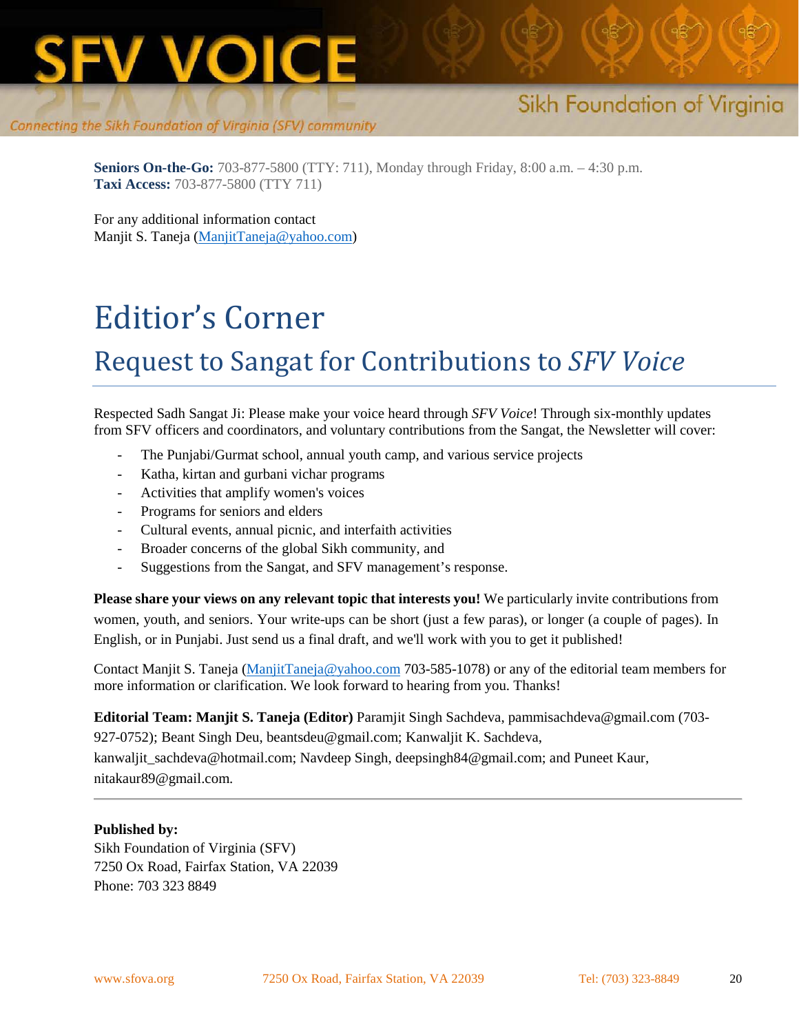**Seniors On-the-Go:** 703-877-5800 (TTY: 711), Monday through Friday, 8:00 a.m. – 4:30 p.m.
**Taxi Access:** 703-877-5800 (TTY 711)

For any additional information contact
Manjit S. Taneja (ManjitTaneja@yahoo.com)

# Editior's Corner

## Request to Sangat for Contributions to *SFV Voice*

Respected Sadh Sangat Ji: Please make your voice heard through *SFV Voice*! Through six-monthly updates from SFV officers and coordinators, and voluntary contributions from the Sangat, the Newsletter will cover:

- The Punjabi/Gurmat school, annual youth camp, and various service projects
- Katha, kirtan and gurbani vichar programs
- Activities that amplify women's voices
- Programs for seniors and elders
- Cultural events, annual picnic, and interfaith activities
- Broader concerns of the global Sikh community, and
- Suggestions from the Sangat, and SFV management's response.

**Please share your views on any relevant topic that interests you!** We particularly invite contributions from women, youth, and seniors. Your write-ups can be short (just a few paras), or longer (a couple of pages). In English, or in Punjabi. Just send us a final draft, and we'll work with you to get it published!

Contact Manjit S. Taneja (ManjitTaneja@yahoo.com 703-585-1078) or any of the editorial team members for more information or clarification. We look forward to hearing from you. Thanks!

**Editorial Team: Manjit S. Taneja (Editor)** Paramjit Singh Sachdeva, pammisachdeva@gmail.com (703-927-0752); Beant Singh Deu, beantsdeu@gmail.com; Kanwaljit K. Sachdeva, kanwaljit_sachdeva@hotmail.com; Navdeep Singh, deepsingh84@gmail.com; and Puneet Kaur, nitakaur89@gmail.com.

---

**Published by:**
Sikh Foundation of Virginia (SFV)
7250 Ox Road, Fairfax Station, VA 22039
Phone: 703 323 8849